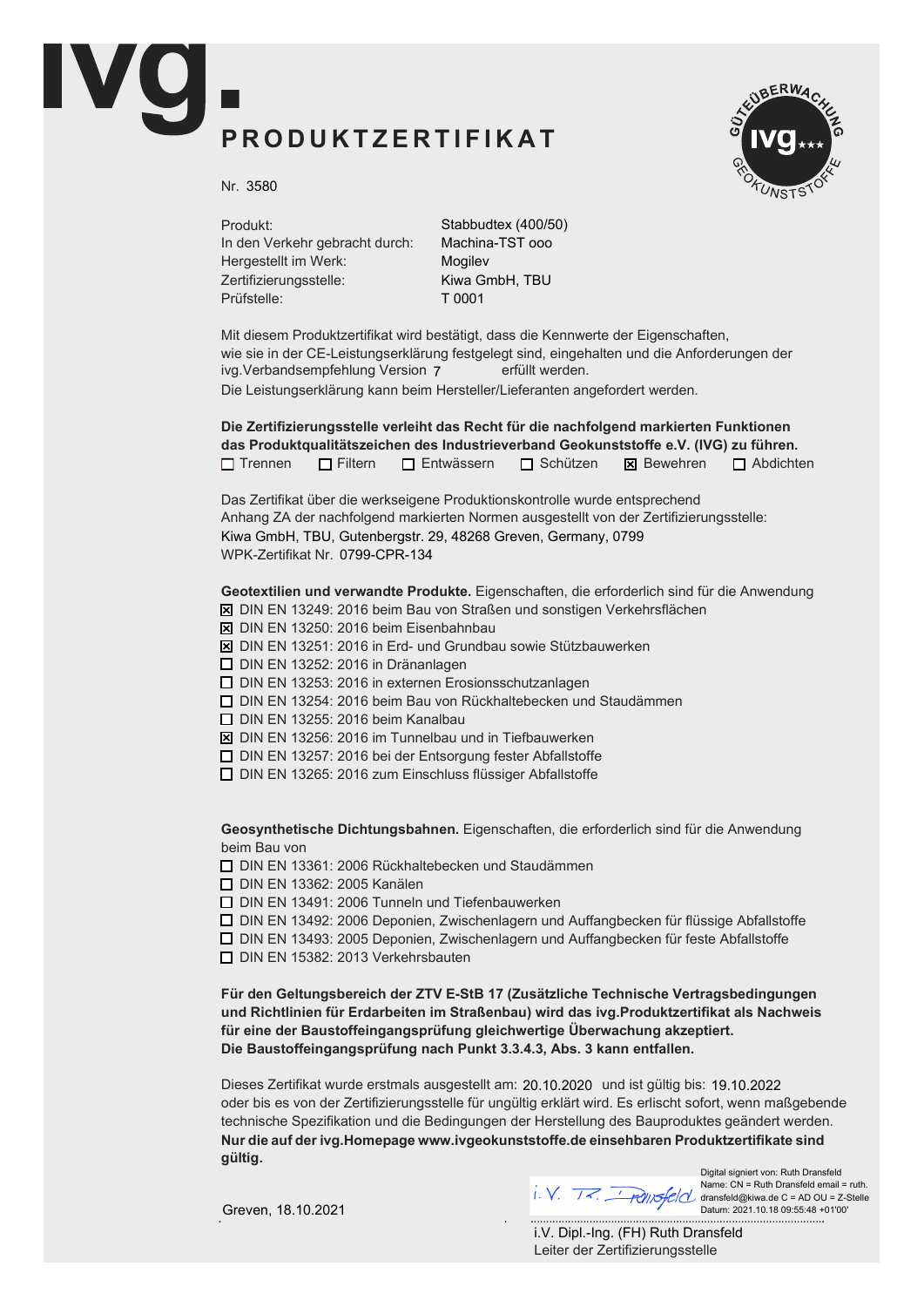# ivg.

## PRODUKTZERTIFIKAT

Nr. 3580

| | |
|---|---|
| Produkt: | Stabbudtex (400/50) |
| In den Verkehr gebracht durch: | Machina-TST ooo |
| Hergestellt im Werk: | Mogilev |
| Zertifizierungsstelle: | Kiwa GmbH, TBU |
| Prüfstelle: | T 0001 |

Mit diesem Produktzertifikat wird bestätigt, dass die Kennwerte der Eigenschaften, wie sie in der CE-Leistungserklärung festgelegt sind, eingehalten und die Anforderungen der ivg.Verbandsempfehlung Version 7 erfüllt werden.
Die Leistungserklärung kann beim Hersteller/Lieferanten angefordert werden.

**Die Zertifizierungsstelle verleiht das Recht für die nachfolgend markierten Funktionen das Produktqualitätszeichen des Industrieverband Geokunststoffe e.V. (IVG) zu führen.**

☐ Trennen ☐ Filtern ☐ Entwässern ☐ Schützen ☒ Bewehren ☐ Abdichten

Das Zertifikat über die werkseigene Produktionskontrolle wurde entsprechend Anhang ZA der nachfolgend markierten Normen ausgestellt von der Zertifizierungsstelle:
Kiwa GmbH, TBU, Gutenbergstr. 29, 48268 Greven, Germany, 0799
WPK-Zertifikat Nr. 0799-CPR-134

**Geotextilien und verwandte Produkte.** Eigenschaften, die erforderlich sind für die Anwendung

- ☒ DIN EN 13249: 2016 beim Bau von Straßen und sonstigen Verkehrsflächen
- ☒ DIN EN 13250: 2016 beim Eisenbahnbau
- ☒ DIN EN 13251: 2016 in Erd- und Grundbau sowie Stützbauwerken
- ☐ DIN EN 13252: 2016 in Dränanlagen
- ☐ DIN EN 13253: 2016 in externen Erosionsschutzanlagen
- ☐ DIN EN 13254: 2016 beim Bau von Rückhaltebecken und Staudämmen
- ☐ DIN EN 13255: 2016 beim Kanalbau
- ☒ DIN EN 13256: 2016 im Tunnelbau und in Tiefbauwerken
- ☐ DIN EN 13257: 2016 bei der Entsorgung fester Abfallstoffe
- ☐ DIN EN 13265: 2016 zum Einschluss flüssiger Abfallstoffe

**Geosynthetische Dichtungsbahnen.** Eigenschaften, die erforderlich sind für die Anwendung beim Bau von

- ☐ DIN EN 13361: 2006 Rückhaltebecken und Staudämmen
- ☐ DIN EN 13362: 2005 Kanälen
- ☐ DIN EN 13491: 2006 Tunneln und Tiefenbauwerken
- ☐ DIN EN 13492: 2006 Deponien, Zwischenlagern und Auffangbecken für flüssige Abfallstoffe
- ☐ DIN EN 13493: 2005 Deponien, Zwischenlagern und Auffangbecken für feste Abfallstoffe
- ☐ DIN EN 15382: 2013 Verkehrsbauten

**Für den Geltungsbereich der ZTV E-StB 17 (Zusätzliche Technische Vertragsbedingungen und Richtlinien für Erdarbeiten im Straßenbau) wird das ivg.Produktzertifikat als Nachweis für eine der Baustoffeingangsprüfung gleichwertige Überwachung akzeptiert. Die Baustoffeingangsprüfung nach Punkt 3.3.4.3, Abs. 3 kann entfallen.**

Dieses Zertifikat wurde erstmals ausgestellt am: 20.10.2020 und ist gültig bis: 19.10.2022 oder bis es von der Zertifizierungsstelle für ungültig erklärt wird. Es erlischt sofort, wenn maßgebende technische Spezifikation und die Bedingungen der Herstellung des Bauproduktes geändert werden.
**Nur die auf der ivg.Homepage www.ivgeokunststoffe.de einsehbaren Produktzertifikate sind gültig.**

Greven, 18.10.2021

i.V. R. Dransfeld

Digital signiert von: Ruth Dransfeld
Name: CN = Ruth Dransfeld email = ruth.dransfeld@kiwa.de C = AD OU = Z-Stelle
Datum: 2021.10.18 09:55:48 +01'00'

i.V. Dipl.-Ing. (FH) Ruth Dransfeld
Leiter der Zertifizierungsstelle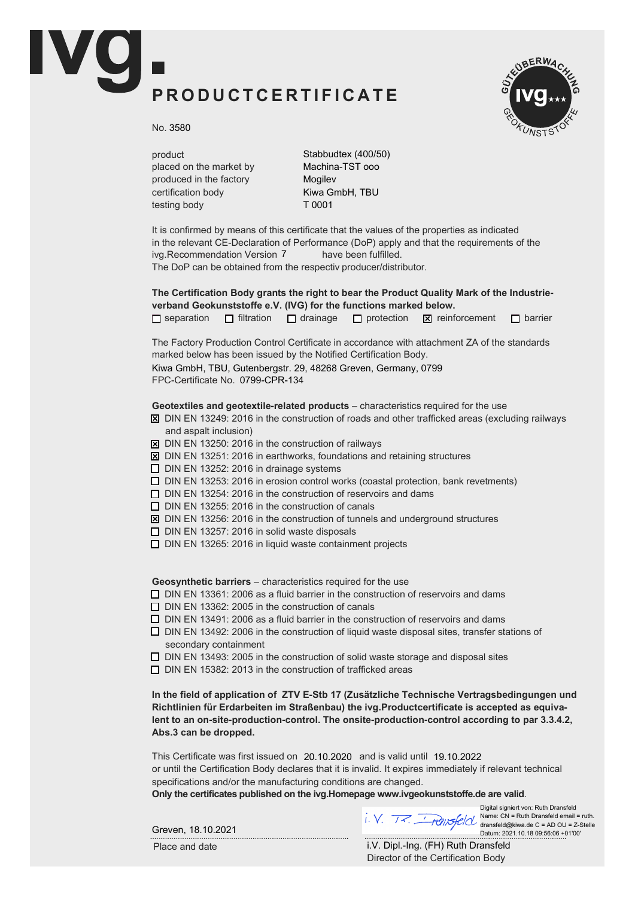# ivg.

## PRODUCTCERTIFICATE

No. 3580

| | |
|---|---|
| product | Stabbudtex (400/50) |
| placed on the market by | Machina-TST ooo |
| produced in the factory | Mogilev |
| certification body | Kiwa GmbH, TBU |
| testing body | T 0001 |

It is confirmed by means of this certificate that the values of the properties as indicated in the relevant CE-Declaration of Performance (DoP) apply and that the requirements of the ivg.Recommendation Version 7 have been fulfilled.
The DoP can be obtained from the respectiv producer/distributor.

**The Certification Body grants the right to bear the Product Quality Mark of the Industrieverband Geokunststoffe e.V. (IVG) for the functions marked below.**

☐ separation ☐ filtration ☐ drainage ☐ protection ☒ reinforcement ☐ barrier

The Factory Production Control Certificate in accordance with attachment ZA of the standards marked below has been issued by the Notified Certification Body.
Kiwa GmbH, TBU, Gutenbergstr. 29, 48268 Greven, Germany, 0799
FPC-Certificate No. 0799-CPR-134

**Geotextiles and geotextile-related products** – characteristics required for the use

- ☒ DIN EN 13249: 2016 in the construction of roads and other trafficked areas (excluding railways and aspalt inclusion)
- ☒ DIN EN 13250: 2016 in the construction of railways
- ☒ DIN EN 13251: 2016 in earthworks, foundations and retaining structures
- ☐ DIN EN 13252: 2016 in drainage systems
- ☐ DIN EN 13253: 2016 in erosion control works (coastal protection, bank revetments)
- ☐ DIN EN 13254: 2016 in the construction of reservoirs and dams
- ☐ DIN EN 13255: 2016 in the construction of canals
- ☒ DIN EN 13256: 2016 in the construction of tunnels and underground structures
- ☐ DIN EN 13257: 2016 in solid waste disposals
- ☐ DIN EN 13265: 2016 in liquid waste containment projects

**Geosynthetic barriers** – characteristics required for the use

- ☐ DIN EN 13361: 2006 as a fluid barrier in the construction of reservoirs and dams
- ☐ DIN EN 13362: 2005 in the construction of canals
- ☐ DIN EN 13491: 2006 as a fluid barrier in the construction of reservoirs and dams
- ☐ DIN EN 13492: 2006 in the construction of liquid waste disposal sites, transfer stations of secondary containment
- ☐ DIN EN 13493: 2005 in the construction of solid waste storage and disposal sites
- ☐ DIN EN 15382: 2013 in the construction of trafficked areas

**In the field of application of ZTV E-Stb 17 (Zusätzliche Technische Vertragsbedingungen und Richtlinien für Erdarbeiten im Straßenbau) the ivg.Productcertificate is accepted as equivalent to an on-site-production-control. The onsite-production-control according to par 3.3.4.2, Abs.3 can be dropped.**

This Certificate was first issued on 20.10.2020 and is valid until 19.10.2022 or until the Certification Body declares that it is invalid. It expires immediately if relevant technical specifications and/or the manufacturing conditions are changed.
**Only the certificates published on the ivg.Homepage www.ivgeokunststoffe.de are valid**.

Greven, 18.10.2021
Place and date

i.V. R. Dransfeld
Digital signiert von: Ruth Dransfeld
Name: CN = Ruth Dransfeld email = ruth.dransfeld@kiwa.de C = AD OU = Z-Stelle
Datum: 2021.10.18 09:56:06 +01'00'

i.V. Dipl.-Ing. (FH) Ruth Dransfeld
Director of the Certification Body